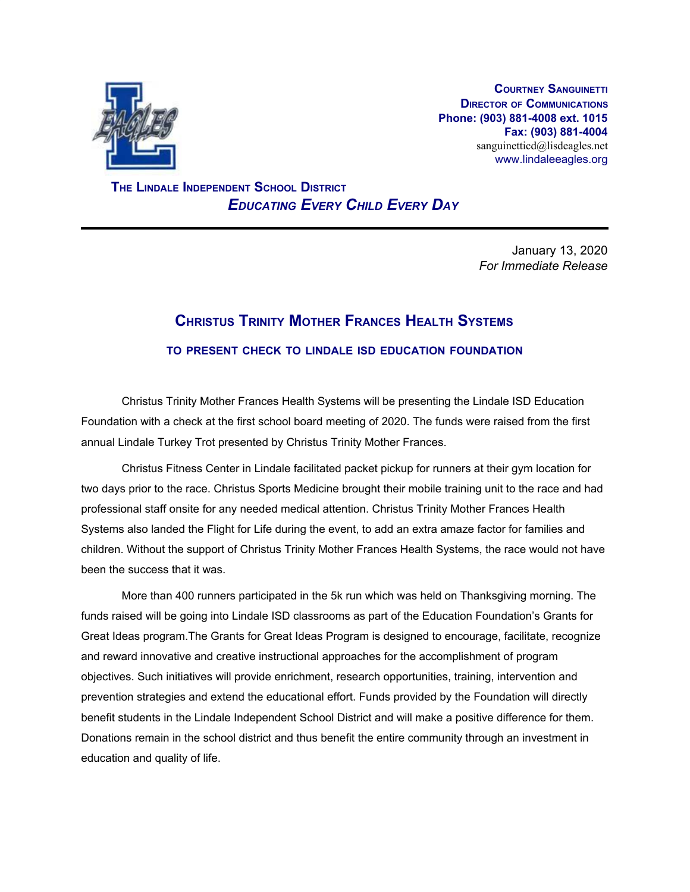**Courtney Sanguinetti**
**Director of Communications**
**Phone: (903) 881-4008 ext. 1015**
**Fax: (903) 881-4004**
sanguinetticd@lisdeagles.net
www.lindaleeagles.org

**The Lindale Independent School District**
***Educating Every Child Every Day***

---

January 13, 2020
*For Immediate Release*

# Christus Trinity Mother Frances Health Systems

## to present check to Lindale ISD Education Foundation

Christus Trinity Mother Frances Health Systems will be presenting the Lindale ISD Education Foundation with a check at the first school board meeting of 2020. The funds were raised from the first annual Lindale Turkey Trot presented by Christus Trinity Mother Frances.

Christus Fitness Center in Lindale facilitated packet pickup for runners at their gym location for two days prior to the race. Christus Sports Medicine brought their mobile training unit to the race and had professional staff onsite for any needed medical attention. Christus Trinity Mother Frances Health Systems also landed the Flight for Life during the event, to add an extra amaze factor for families and children. Without the support of Christus Trinity Mother Frances Health Systems, the race would not have been the success that it was.

More than 400 runners participated in the 5k run which was held on Thanksgiving morning. The funds raised will be going into Lindale ISD classrooms as part of the Education Foundation's Grants for Great Ideas program.The Grants for Great Ideas Program is designed to encourage, facilitate, recognize and reward innovative and creative instructional approaches for the accomplishment of program objectives. Such initiatives will provide enrichment, research opportunities, training, intervention and prevention strategies and extend the educational effort. Funds provided by the Foundation will directly benefit students in the Lindale Independent School District and will make a positive difference for them. Donations remain in the school district and thus benefit the entire community through an investment in education and quality of life.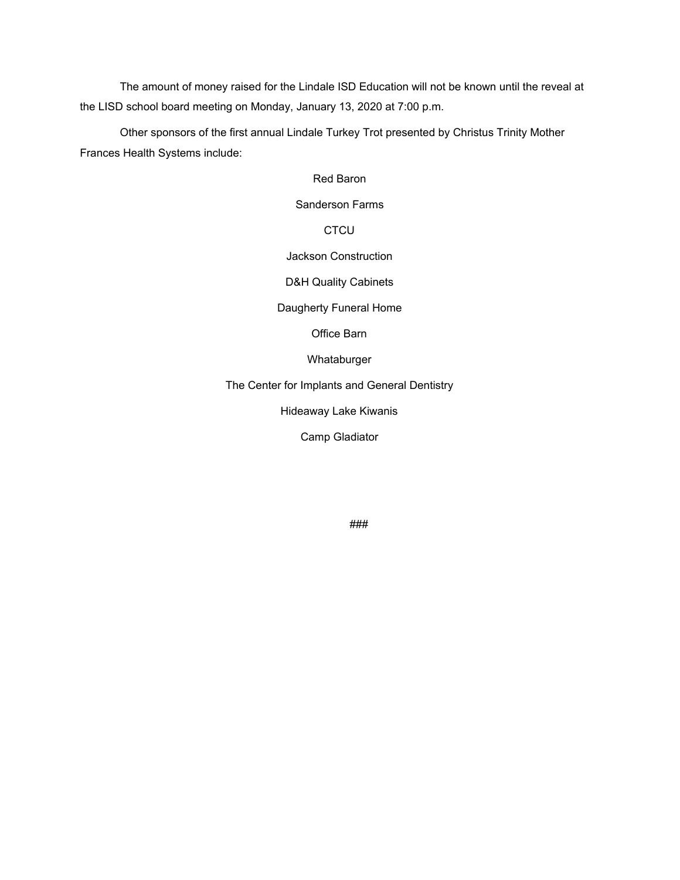The amount of money raised for the Lindale ISD Education will not be known until the reveal at the LISD school board meeting on Monday, January 13, 2020 at 7:00 p.m.

Other sponsors of the first annual Lindale Turkey Trot presented by Christus Trinity Mother Frances Health Systems include:

Red Baron

Sanderson Farms

CTCU

Jackson Construction

D&H Quality Cabinets

Daugherty Funeral Home

Office Barn

Whataburger

The Center for Implants and General Dentistry

Hideaway Lake Kiwanis

Camp Gladiator

###